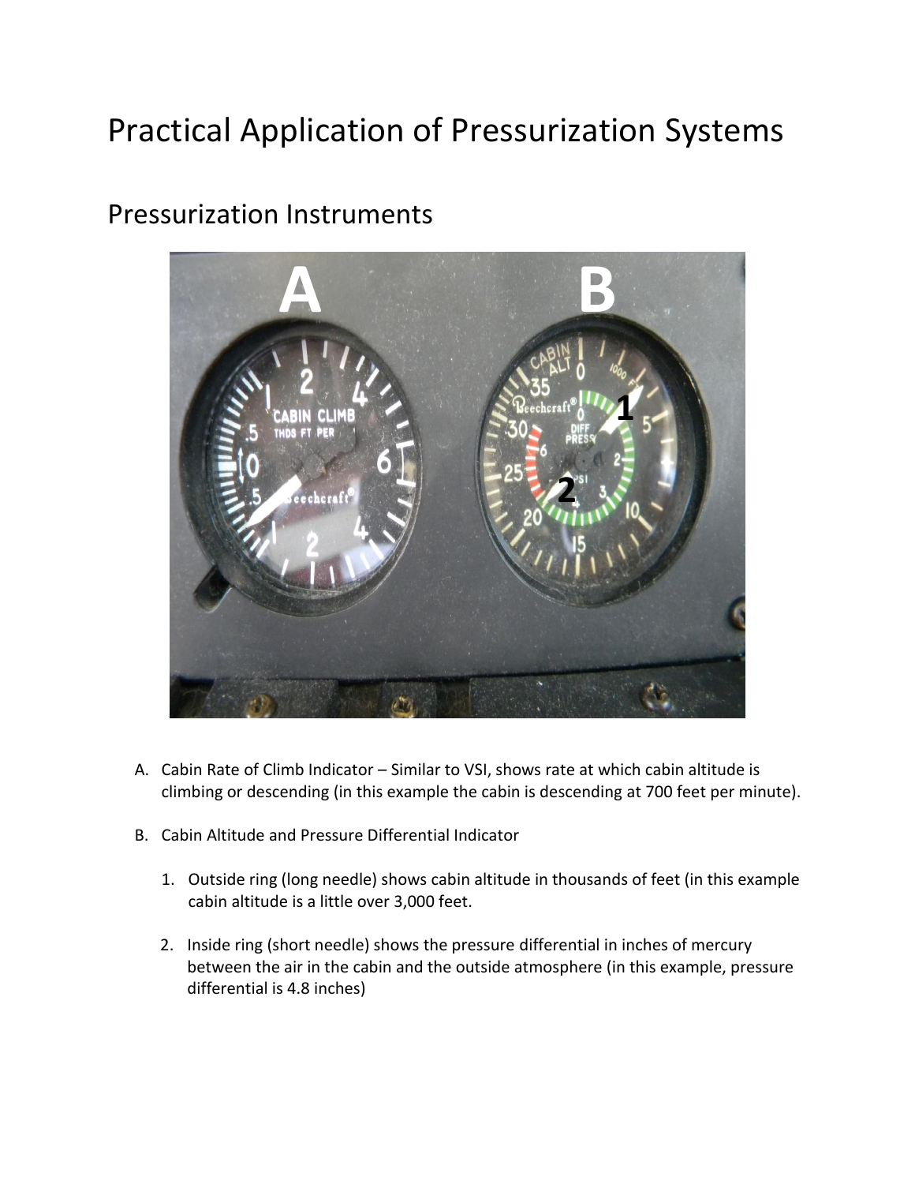# Practical Application of Pressurization Systems

## Pressurization Instruments

A. Cabin Rate of Climb Indicator – Similar to VSI, shows rate at which cabin altitude is climbing or descending (in this example the cabin is descending at 700 feet per minute).

B. Cabin Altitude and Pressure Differential Indicator

   1. Outside ring (long needle) shows cabin altitude in thousands of feet (in this example cabin altitude is a little over 3,000 feet.

   2. Inside ring (short needle) shows the pressure differential in inches of mercury between the air in the cabin and the outside atmosphere (in this example, pressure differential is 4.8 inches)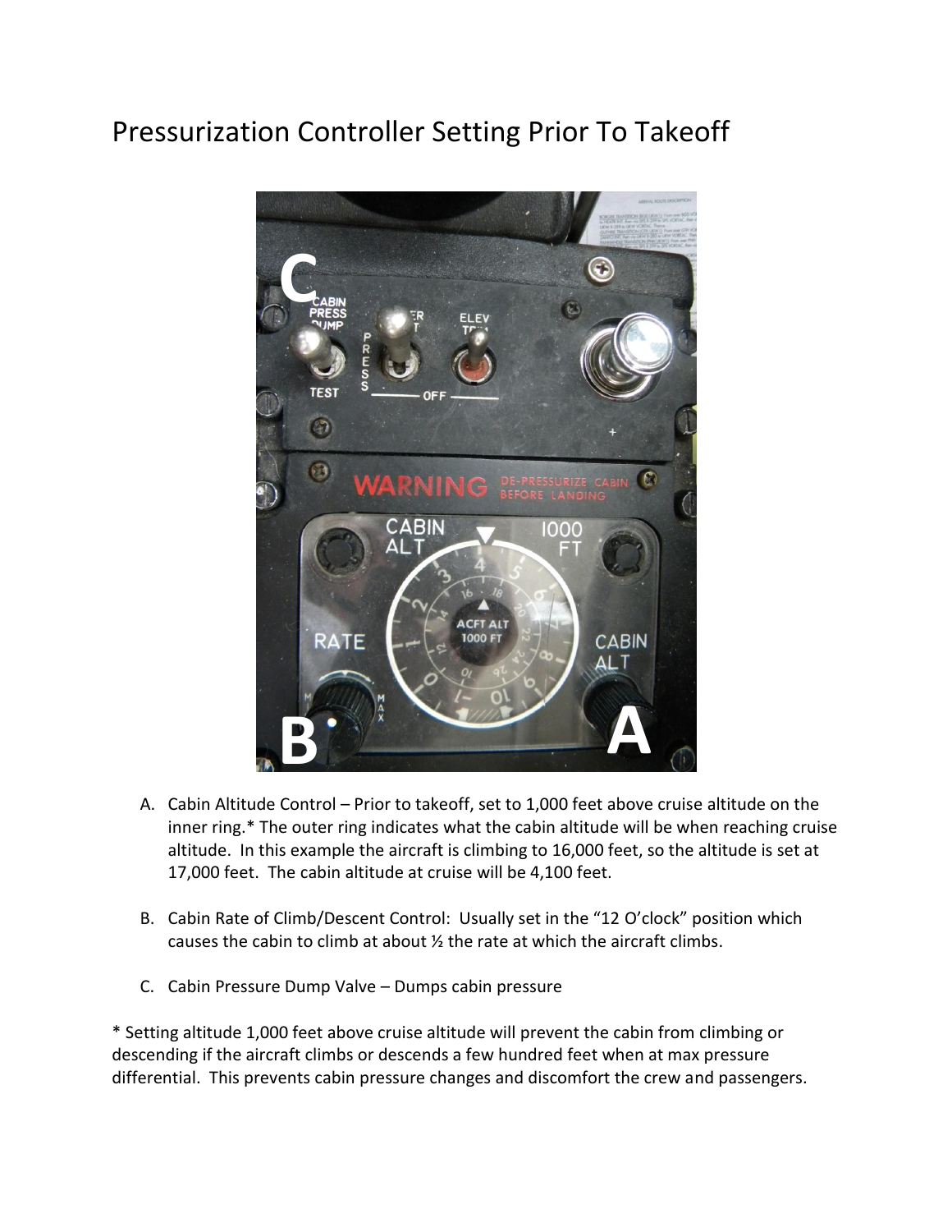# Pressurization Controller Setting Prior To Takeoff

A. Cabin Altitude Control – Prior to takeoff, set to 1,000 feet above cruise altitude on the inner ring.* The outer ring indicates what the cabin altitude will be when reaching cruise altitude. In this example the aircraft is climbing to 16,000 feet, so the altitude is set at 17,000 feet. The cabin altitude at cruise will be 4,100 feet.

B. Cabin Rate of Climb/Descent Control: Usually set in the “12 O’clock” position which causes the cabin to climb at about ½ the rate at which the aircraft climbs.

C. Cabin Pressure Dump Valve – Dumps cabin pressure

* Setting altitude 1,000 feet above cruise altitude will prevent the cabin from climbing or descending if the aircraft climbs or descends a few hundred feet when at max pressure differential. This prevents cabin pressure changes and discomfort the crew and passengers.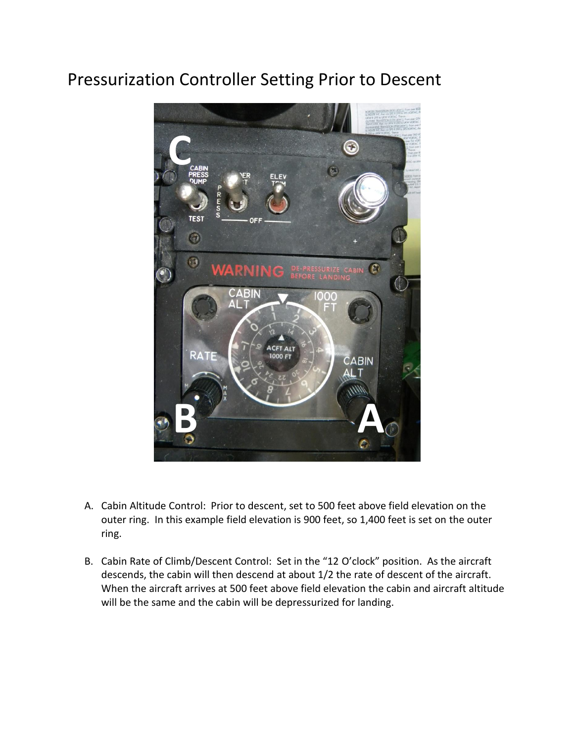# Pressurization Controller Setting Prior to Descent

A. Cabin Altitude Control: Prior to descent, set to 500 feet above field elevation on the outer ring. In this example field elevation is 900 feet, so 1,400 feet is set on the outer ring.

B. Cabin Rate of Climb/Descent Control: Set in the "12 O'clock" position. As the aircraft descends, the cabin will then descend at about 1/2 the rate of descent of the aircraft. When the aircraft arrives at 500 feet above field elevation the cabin and aircraft altitude will be the same and the cabin will be depressurized for landing.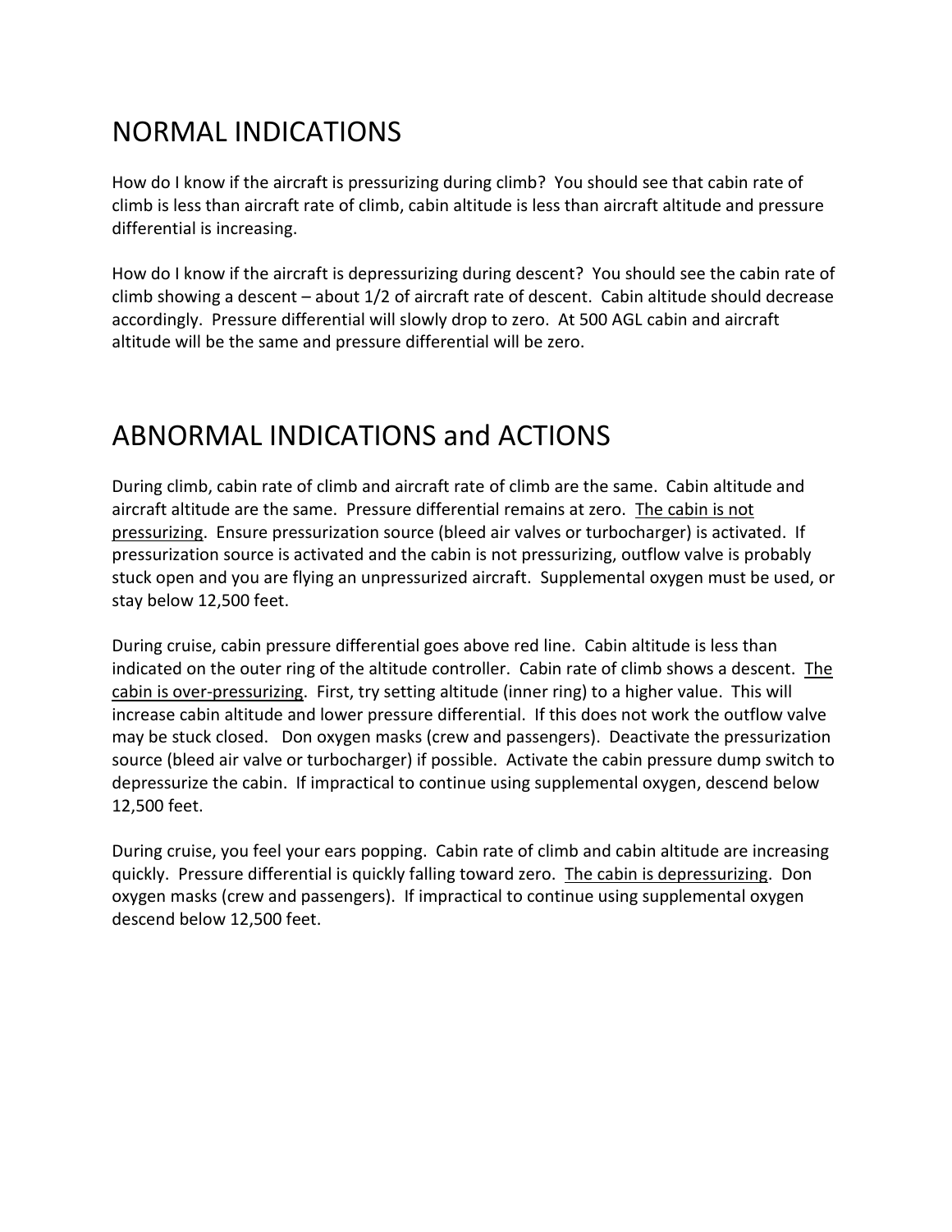# NORMAL INDICATIONS

How do I know if the aircraft is pressurizing during climb? You should see that cabin rate of climb is less than aircraft rate of climb, cabin altitude is less than aircraft altitude and pressure differential is increasing.

How do I know if the aircraft is depressurizing during descent? You should see the cabin rate of climb showing a descent – about 1/2 of aircraft rate of descent. Cabin altitude should decrease accordingly. Pressure differential will slowly drop to zero. At 500 AGL cabin and aircraft altitude will be the same and pressure differential will be zero.

# ABNORMAL INDICATIONS and ACTIONS

During climb, cabin rate of climb and aircraft rate of climb are the same. Cabin altitude and aircraft altitude are the same. Pressure differential remains at zero. <u>The cabin is not pressurizing</u>. Ensure pressurization source (bleed air valves or turbocharger) is activated. If pressurization source is activated and the cabin is not pressurizing, outflow valve is probably stuck open and you are flying an unpressurized aircraft. Supplemental oxygen must be used, or stay below 12,500 feet.

During cruise, cabin pressure differential goes above red line. Cabin altitude is less than indicated on the outer ring of the altitude controller. Cabin rate of climb shows a descent. <u>The cabin is over-pressurizing</u>. First, try setting altitude (inner ring) to a higher value. This will increase cabin altitude and lower pressure differential. If this does not work the outflow valve may be stuck closed. Don oxygen masks (crew and passengers). Deactivate the pressurization source (bleed air valve or turbocharger) if possible. Activate the cabin pressure dump switch to depressurize the cabin. If impractical to continue using supplemental oxygen, descend below 12,500 feet.

During cruise, you feel your ears popping. Cabin rate of climb and cabin altitude are increasing quickly. Pressure differential is quickly falling toward zero. <u>The cabin is depressurizing</u>. Don oxygen masks (crew and passengers). If impractical to continue using supplemental oxygen descend below 12,500 feet.